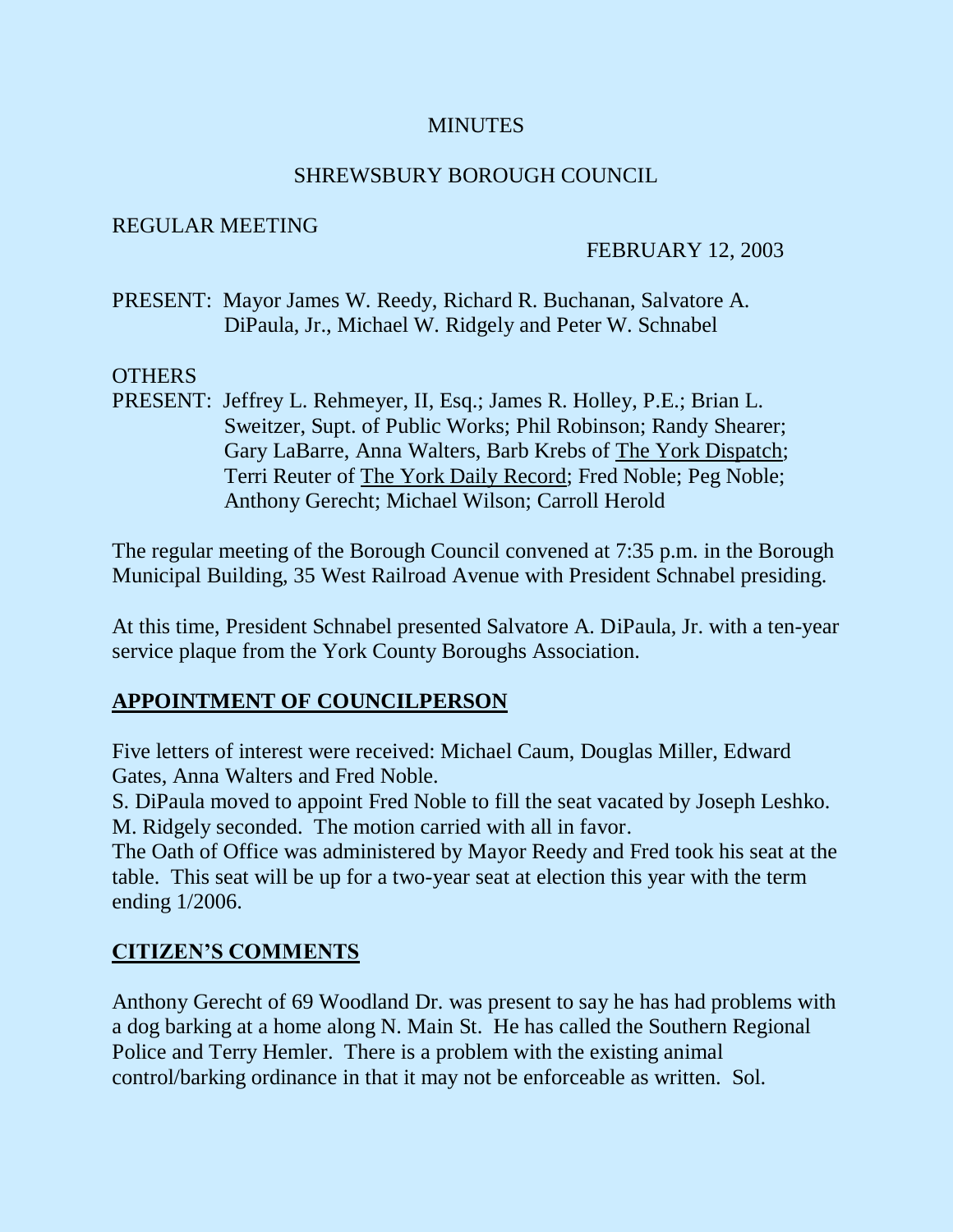MINUTES

SHREWSBURY BOROUGH COUNCIL

REGULAR MEETING

FEBRUARY 12, 2003

PRESENT: Mayor James W. Reedy, Richard R. Buchanan, Salvatore A. DiPaula, Jr., Michael W. Ridgely and Peter W. Schnabel

OTHERS
PRESENT: Jeffrey L. Rehmeyer, II, Esq.; James R. Holley, P.E.; Brian L. Sweitzer, Supt. of Public Works; Phil Robinson; Randy Shearer; Gary LaBarre, Anna Walters, Barb Krebs of The York Dispatch; Terri Reuter of The York Daily Record; Fred Noble; Peg Noble; Anthony Gerecht; Michael Wilson; Carroll Herold

The regular meeting of the Borough Council convened at 7:35 p.m. in the Borough Municipal Building, 35 West Railroad Avenue with President Schnabel presiding.

At this time, President Schnabel presented Salvatore A. DiPaula, Jr. with a ten-year service plaque from the York County Boroughs Association.

## APPOINTMENT OF COUNCILPERSON

Five letters of interest were received: Michael Caum, Douglas Miller, Edward Gates, Anna Walters and Fred Noble.
S. DiPaula moved to appoint Fred Noble to fill the seat vacated by Joseph Leshko. M. Ridgely seconded. The motion carried with all in favor.
The Oath of Office was administered by Mayor Reedy and Fred took his seat at the table. This seat will be up for a two-year seat at election this year with the term ending 1/2006.

## CITIZEN'S COMMENTS

Anthony Gerecht of 69 Woodland Dr. was present to say he has had problems with a dog barking at a home along N. Main St. He has called the Southern Regional Police and Terry Hemler. There is a problem with the existing animal control/barking ordinance in that it may not be enforceable as written. Sol.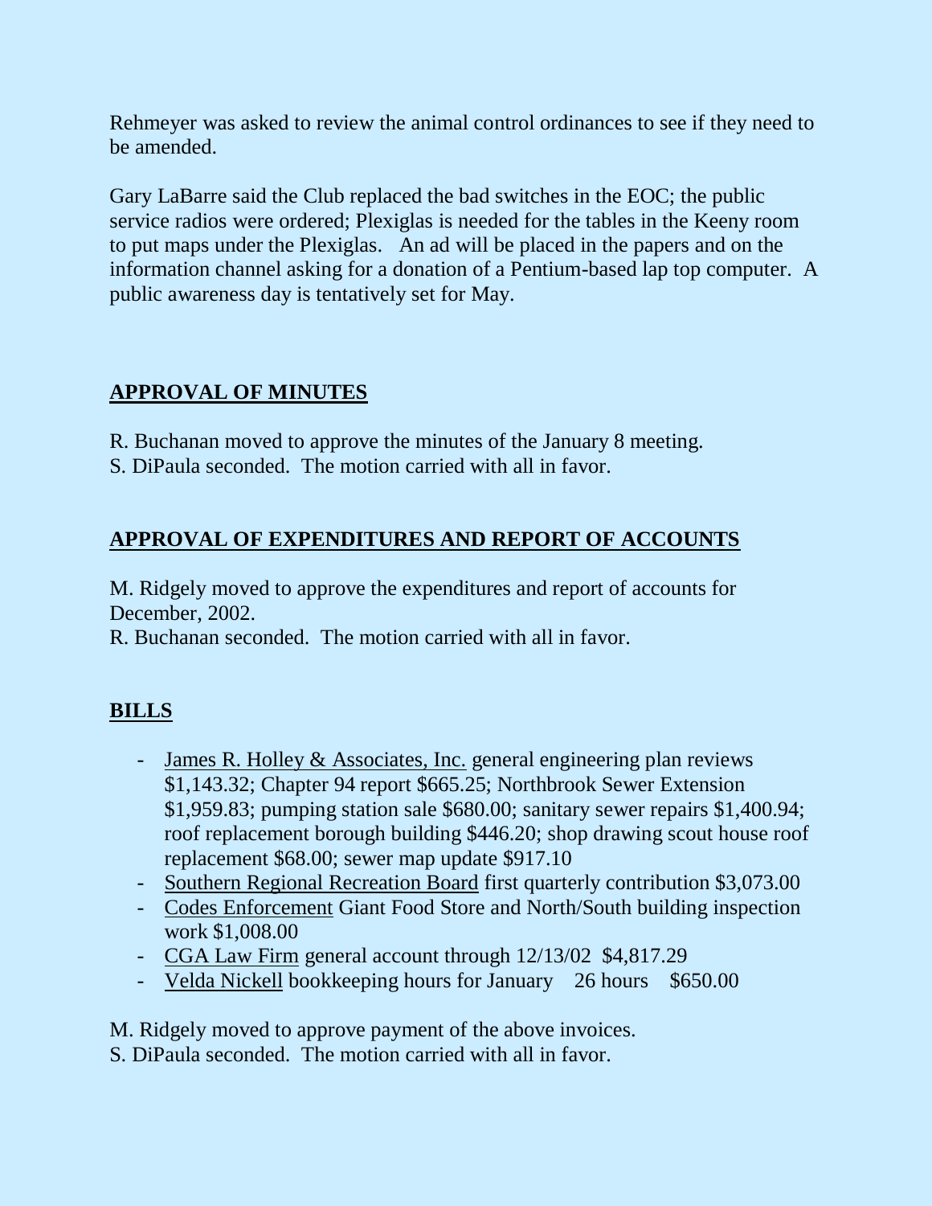Rehmeyer was asked to review the animal control ordinances to see if they need to be amended.

Gary LaBarre said the Club replaced the bad switches in the EOC; the public service radios were ordered; Plexiglas is needed for the tables in the Keeny room to put maps under the Plexiglas. An ad will be placed in the papers and on the information channel asking for a donation of a Pentium-based lap top computer. A public awareness day is tentatively set for May.

## **APPROVAL OF MINUTES**

R. Buchanan moved to approve the minutes of the January 8 meeting.
S. DiPaula seconded. The motion carried with all in favor.

## **APPROVAL OF EXPENDITURES AND REPORT OF ACCOUNTS**

M. Ridgely moved to approve the expenditures and report of accounts for December, 2002.
R. Buchanan seconded. The motion carried with all in favor.

## **BILLS**

- James R. Holley & Associates, Inc. general engineering plan reviews $1,143.32; Chapter 94 report $665.25; Northbrook Sewer Extension $1,959.83; pumping station sale $680.00; sanitary sewer repairs $1,400.94; roof replacement borough building $446.20; shop drawing scout house roof replacement $68.00; sewer map update $917.10
- Southern Regional Recreation Board first quarterly contribution $3,073.00
- Codes Enforcement Giant Food Store and North/South building inspection work $1,008.00
- CGA Law Firm general account through 12/13/02 $4,817.29
- Velda Nickell bookkeeping hours for January 26 hours $650.00

M. Ridgely moved to approve payment of the above invoices.
S. DiPaula seconded. The motion carried with all in favor.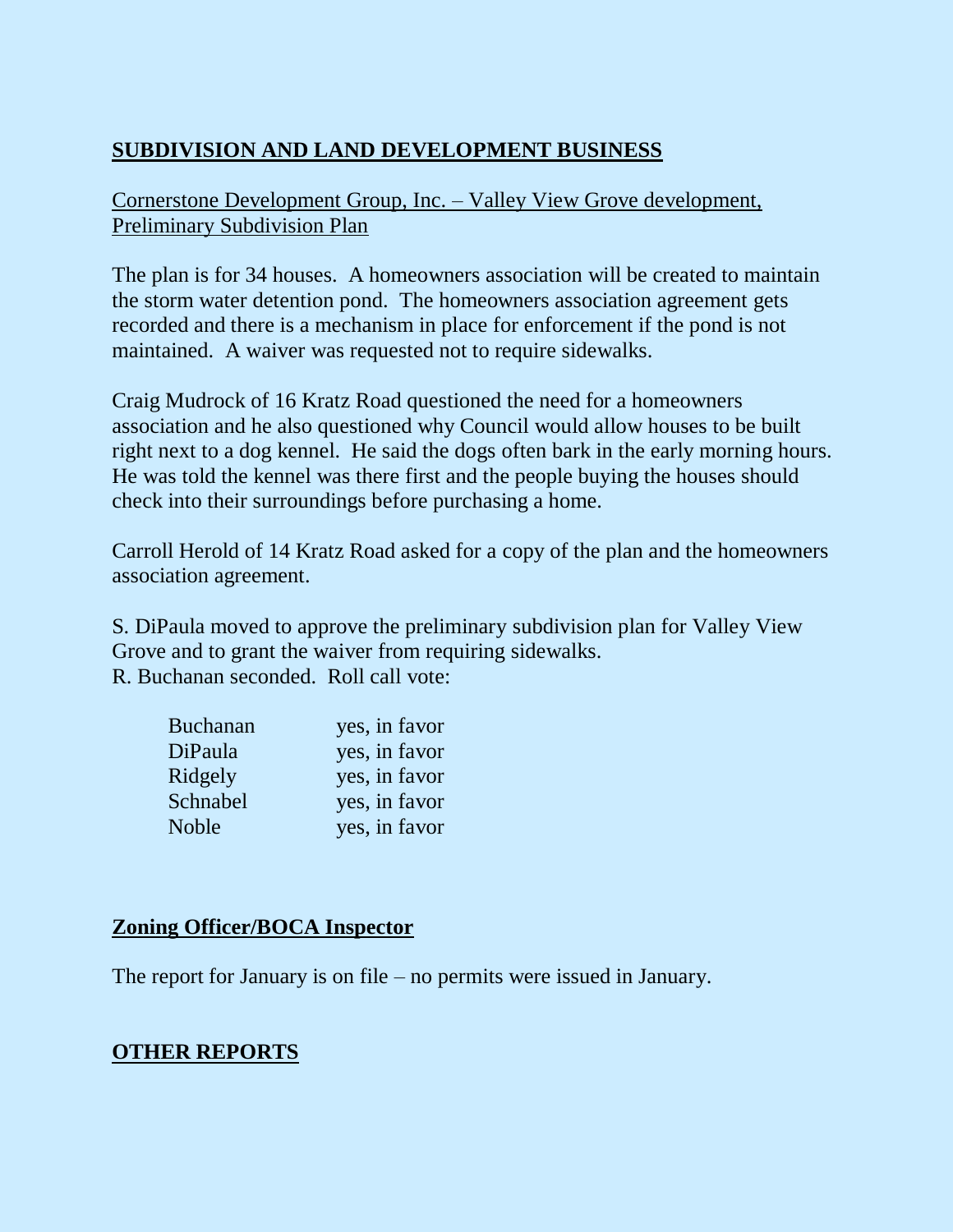## SUBDIVISION AND LAND DEVELOPMENT BUSINESS

Cornerstone Development Group, Inc. – Valley View Grove development, Preliminary Subdivision Plan

The plan is for 34 houses. A homeowners association will be created to maintain the storm water detention pond. The homeowners association agreement gets recorded and there is a mechanism in place for enforcement if the pond is not maintained. A waiver was requested not to require sidewalks.

Craig Mudrock of 16 Kratz Road questioned the need for a homeowners association and he also questioned why Council would allow houses to be built right next to a dog kennel. He said the dogs often bark in the early morning hours. He was told the kennel was there first and the people buying the houses should check into their surroundings before purchasing a home.

Carroll Herold of 14 Kratz Road asked for a copy of the plan and the homeowners association agreement.

S. DiPaula moved to approve the preliminary subdivision plan for Valley View Grove and to grant the waiver from requiring sidewalks.
R. Buchanan seconded. Roll call vote:

| | |
|---|---|
| Buchanan | yes, in favor |
| DiPaula | yes, in favor |
| Ridgely | yes, in favor |
| Schnabel | yes, in favor |
| Noble | yes, in favor |

## Zoning Officer/BOCA Inspector

The report for January is on file – no permits were issued in January.

## OTHER REPORTS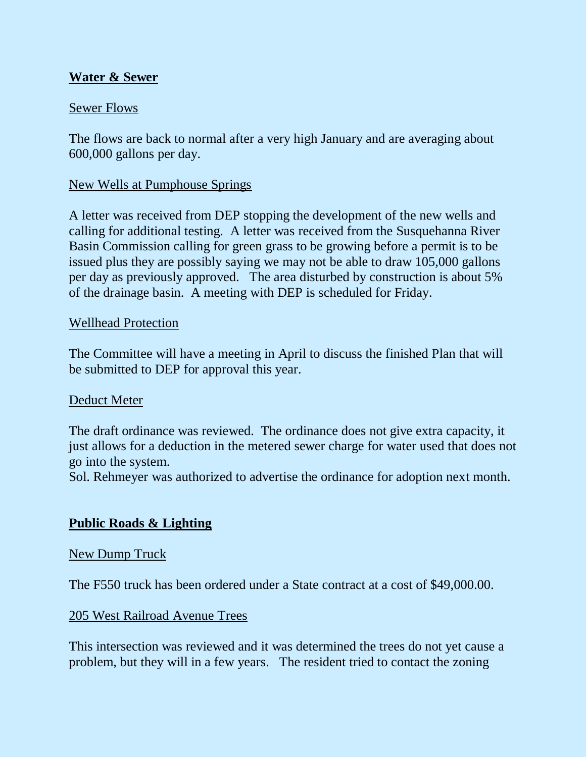## **Water & Sewer**

Sewer Flows

The flows are back to normal after a very high January and are averaging about 600,000 gallons per day.

New Wells at Pumphouse Springs

A letter was received from DEP stopping the development of the new wells and calling for additional testing. A letter was received from the Susquehanna River Basin Commission calling for green grass to be growing before a permit is to be issued plus they are possibly saying we may not be able to draw 105,000 gallons per day as previously approved. The area disturbed by construction is about 5% of the drainage basin. A meeting with DEP is scheduled for Friday.

Wellhead Protection

The Committee will have a meeting in April to discuss the finished Plan that will be submitted to DEP for approval this year.

Deduct Meter

The draft ordinance was reviewed. The ordinance does not give extra capacity, it just allows for a deduction in the metered sewer charge for water used that does not go into the system.
Sol. Rehmeyer was authorized to advertise the ordinance for adoption next month.

## **Public Roads & Lighting**

New Dump Truck

The F550 truck has been ordered under a State contract at a cost of $49,000.00.

205 West Railroad Avenue Trees

This intersection was reviewed and it was determined the trees do not yet cause a problem, but they will in a few years. The resident tried to contact the zoning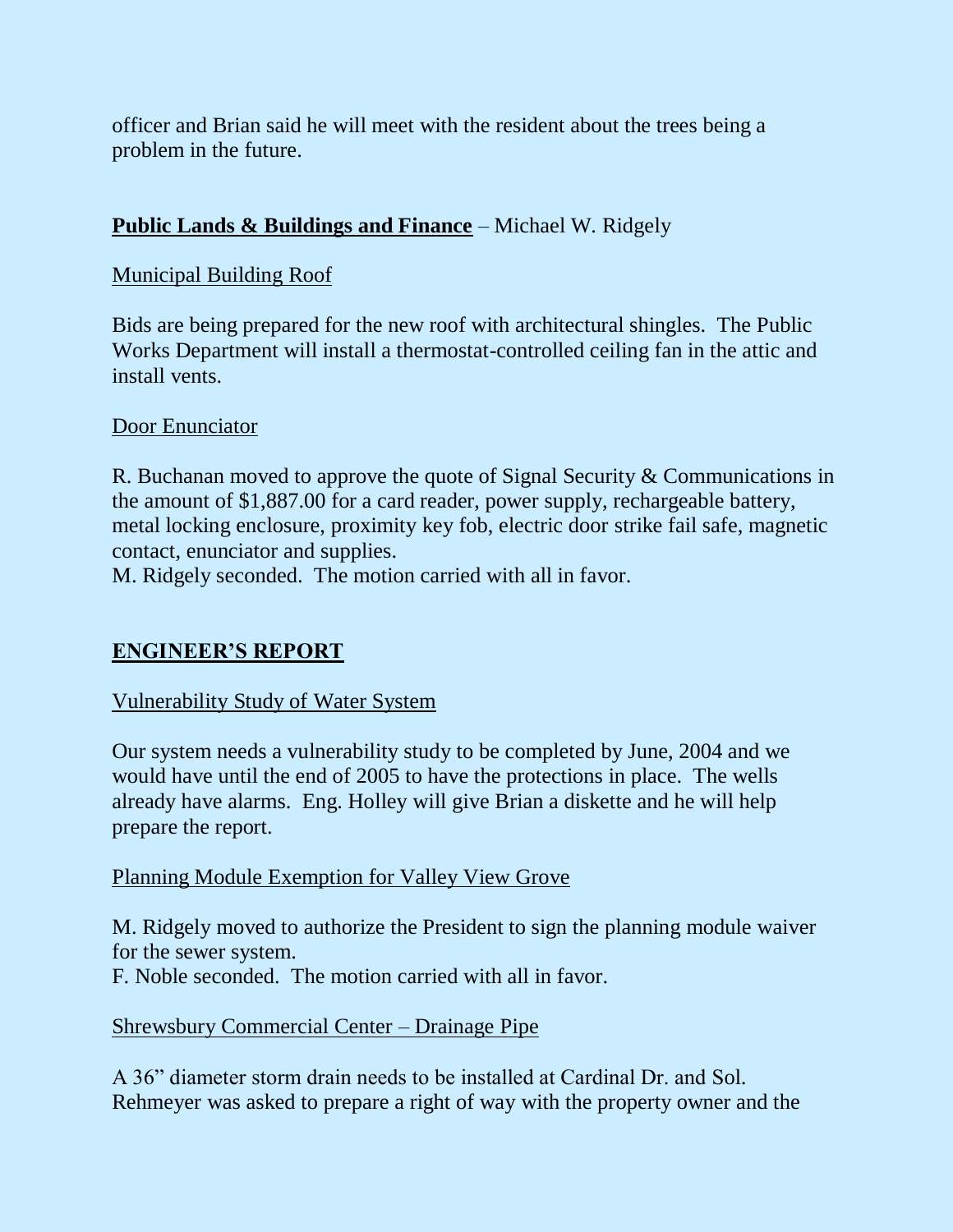officer and Brian said he will meet with the resident about the trees being a problem in the future.

**Public Lands & Buildings and Finance** – Michael W. Ridgely

Municipal Building Roof

Bids are being prepared for the new roof with architectural shingles. The Public Works Department will install a thermostat-controlled ceiling fan in the attic and install vents.

Door Enunciator

R. Buchanan moved to approve the quote of Signal Security & Communications in the amount of $1,887.00 for a card reader, power supply, rechargeable battery, metal locking enclosure, proximity key fob, electric door strike fail safe, magnetic contact, enunciator and supplies.
M. Ridgely seconded. The motion carried with all in favor.

## ENGINEER'S REPORT

Vulnerability Study of Water System

Our system needs a vulnerability study to be completed by June, 2004 and we would have until the end of 2005 to have the protections in place. The wells already have alarms. Eng. Holley will give Brian a diskette and he will help prepare the report.

Planning Module Exemption for Valley View Grove

M. Ridgely moved to authorize the President to sign the planning module waiver for the sewer system.
F. Noble seconded. The motion carried with all in favor.

Shrewsbury Commercial Center – Drainage Pipe

A 36" diameter storm drain needs to be installed at Cardinal Dr. and Sol. Rehmeyer was asked to prepare a right of way with the property owner and the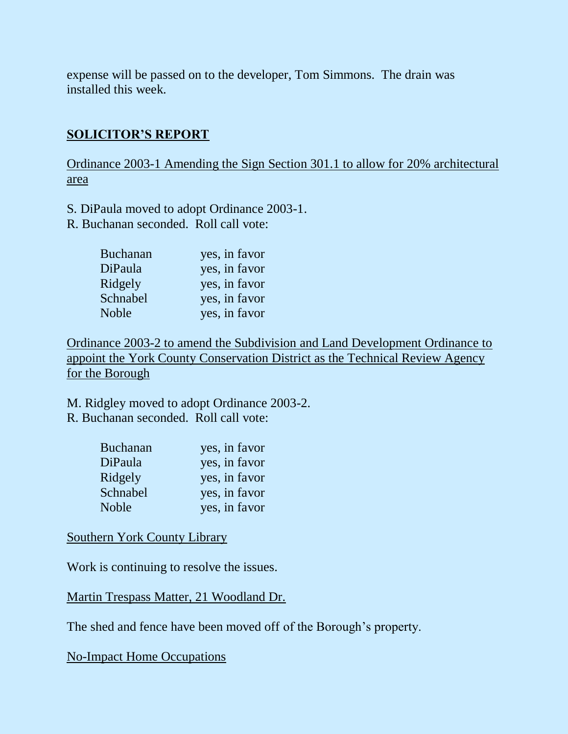expense will be passed on to the developer, Tom Simmons. The drain was installed this week.

## SOLICITOR'S REPORT

Ordinance 2003-1 Amending the Sign Section 301.1 to allow for 20% architectural area

S. DiPaula moved to adopt Ordinance 2003-1.
R. Buchanan seconded. Roll call vote:

| | |
|---|---|
| Buchanan | yes, in favor |
| DiPaula | yes, in favor |
| Ridgely | yes, in favor |
| Schnabel | yes, in favor |
| Noble | yes, in favor |

Ordinance 2003-2 to amend the Subdivision and Land Development Ordinance to appoint the York County Conservation District as the Technical Review Agency for the Borough

M. Ridgley moved to adopt Ordinance 2003-2.
R. Buchanan seconded. Roll call vote:

| | |
|---|---|
| Buchanan | yes, in favor |
| DiPaula | yes, in favor |
| Ridgely | yes, in favor |
| Schnabel | yes, in favor |
| Noble | yes, in favor |

Southern York County Library

Work is continuing to resolve the issues.

Martin Trespass Matter, 21 Woodland Dr.

The shed and fence have been moved off of the Borough's property.

No-Impact Home Occupations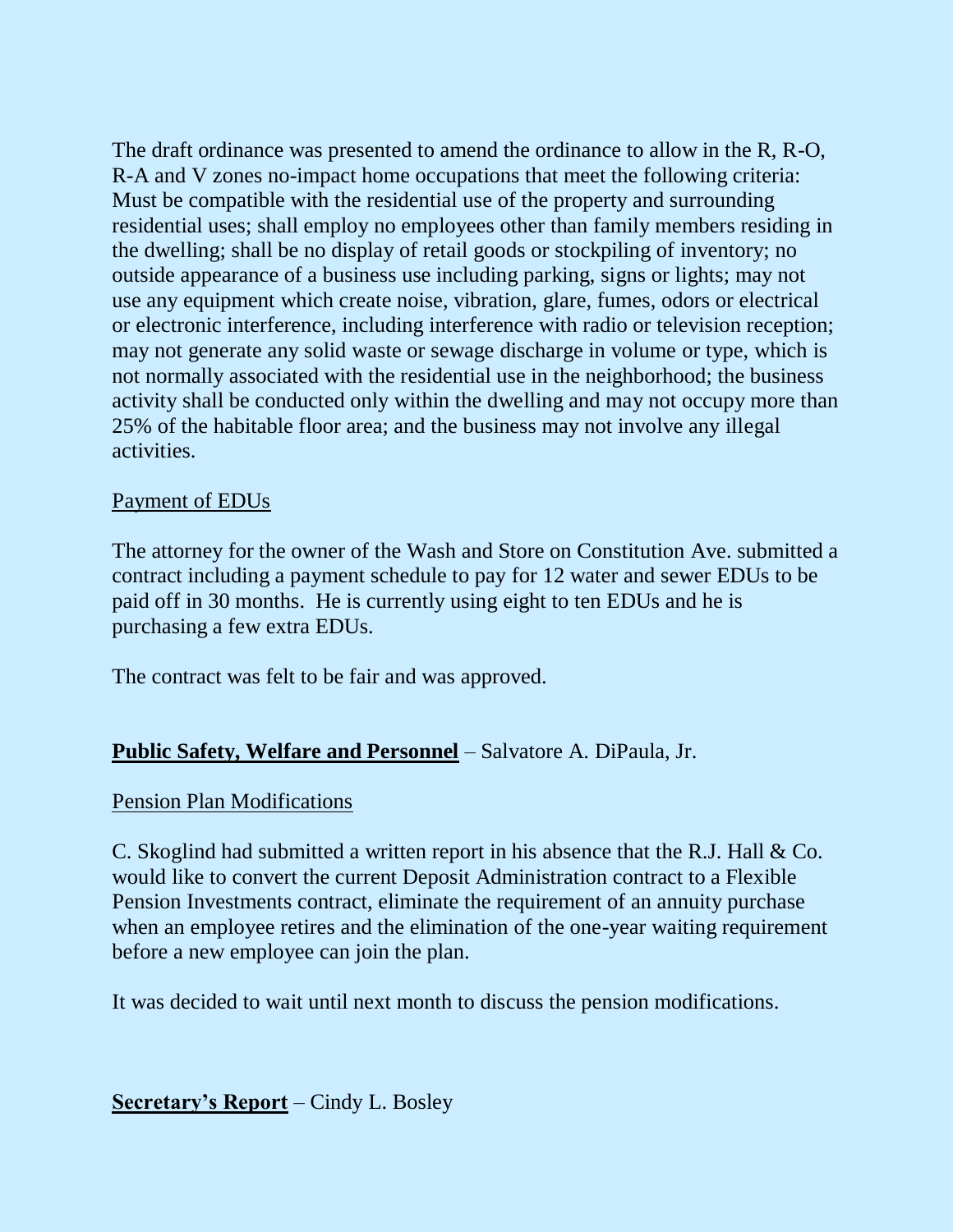The draft ordinance was presented to amend the ordinance to allow in the R, R-O, R-A and V zones no-impact home occupations that meet the following criteria: Must be compatible with the residential use of the property and surrounding residential uses; shall employ no employees other than family members residing in the dwelling; shall be no display of retail goods or stockpiling of inventory; no outside appearance of a business use including parking, signs or lights; may not use any equipment which create noise, vibration, glare, fumes, odors or electrical or electronic interference, including interference with radio or television reception; may not generate any solid waste or sewage discharge in volume or type, which is not normally associated with the residential use in the neighborhood; the business activity shall be conducted only within the dwelling and may not occupy more than 25% of the habitable floor area; and the business may not involve any illegal activities.

Payment of EDUs

The attorney for the owner of the Wash and Store on Constitution Ave. submitted a contract including a payment schedule to pay for 12 water and sewer EDUs to be paid off in 30 months. He is currently using eight to ten EDUs and he is purchasing a few extra EDUs.

The contract was felt to be fair and was approved.

**Public Safety, Welfare and Personnel** – Salvatore A. DiPaula, Jr.

Pension Plan Modifications

C. Skoglind had submitted a written report in his absence that the R.J. Hall & Co. would like to convert the current Deposit Administration contract to a Flexible Pension Investments contract, eliminate the requirement of an annuity purchase when an employee retires and the elimination of the one-year waiting requirement before a new employee can join the plan.

It was decided to wait until next month to discuss the pension modifications.

**Secretary's Report** – Cindy L. Bosley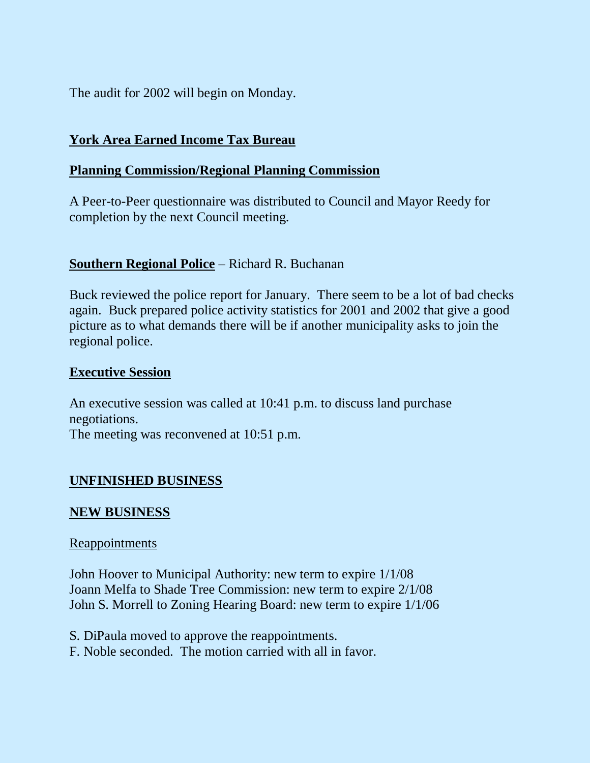The audit for 2002 will begin on Monday.

## York Area Earned Income Tax Bureau

## Planning Commission/Regional Planning Commission

A Peer-to-Peer questionnaire was distributed to Council and Mayor Reedy for completion by the next Council meeting.

## Southern Regional Police – Richard R. Buchanan

Buck reviewed the police report for January. There seem to be a lot of bad checks again. Buck prepared police activity statistics for 2001 and 2002 that give a good picture as to what demands there will be if another municipality asks to join the regional police.

## Executive Session

An executive session was called at 10:41 p.m. to discuss land purchase negotiations.
The meeting was reconvened at 10:51 p.m.

## UNFINISHED BUSINESS

## NEW BUSINESS

### Reappointments

John Hoover to Municipal Authority: new term to expire 1/1/08
Joann Melfa to Shade Tree Commission: new term to expire 2/1/08
John S. Morrell to Zoning Hearing Board: new term to expire 1/1/06

S. DiPaula moved to approve the reappointments.
F. Noble seconded. The motion carried with all in favor.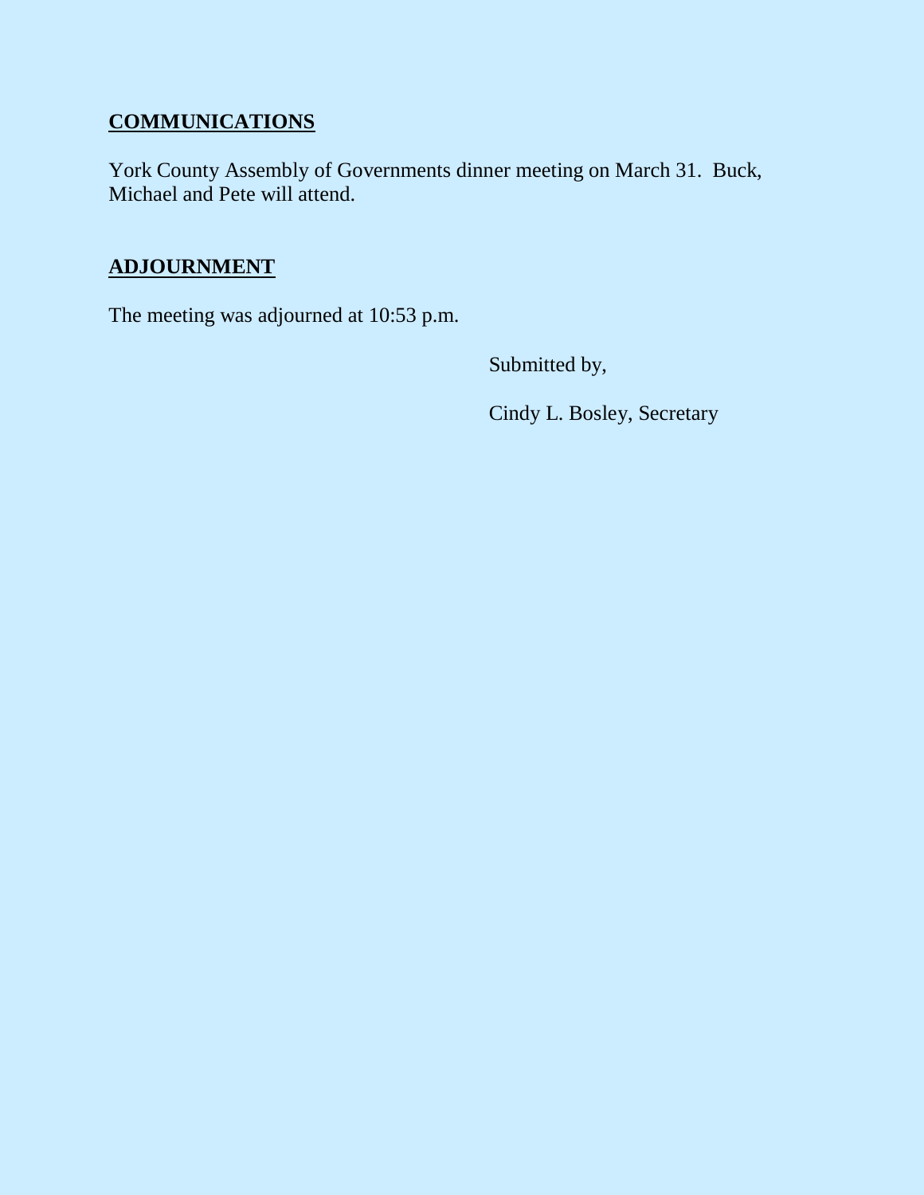**COMMUNICATIONS**

York County Assembly of Governments dinner meeting on March 31. Buck, Michael and Pete will attend.

**ADJOURNMENT**

The meeting was adjourned at 10:53 p.m.

Submitted by,

Cindy L. Bosley, Secretary